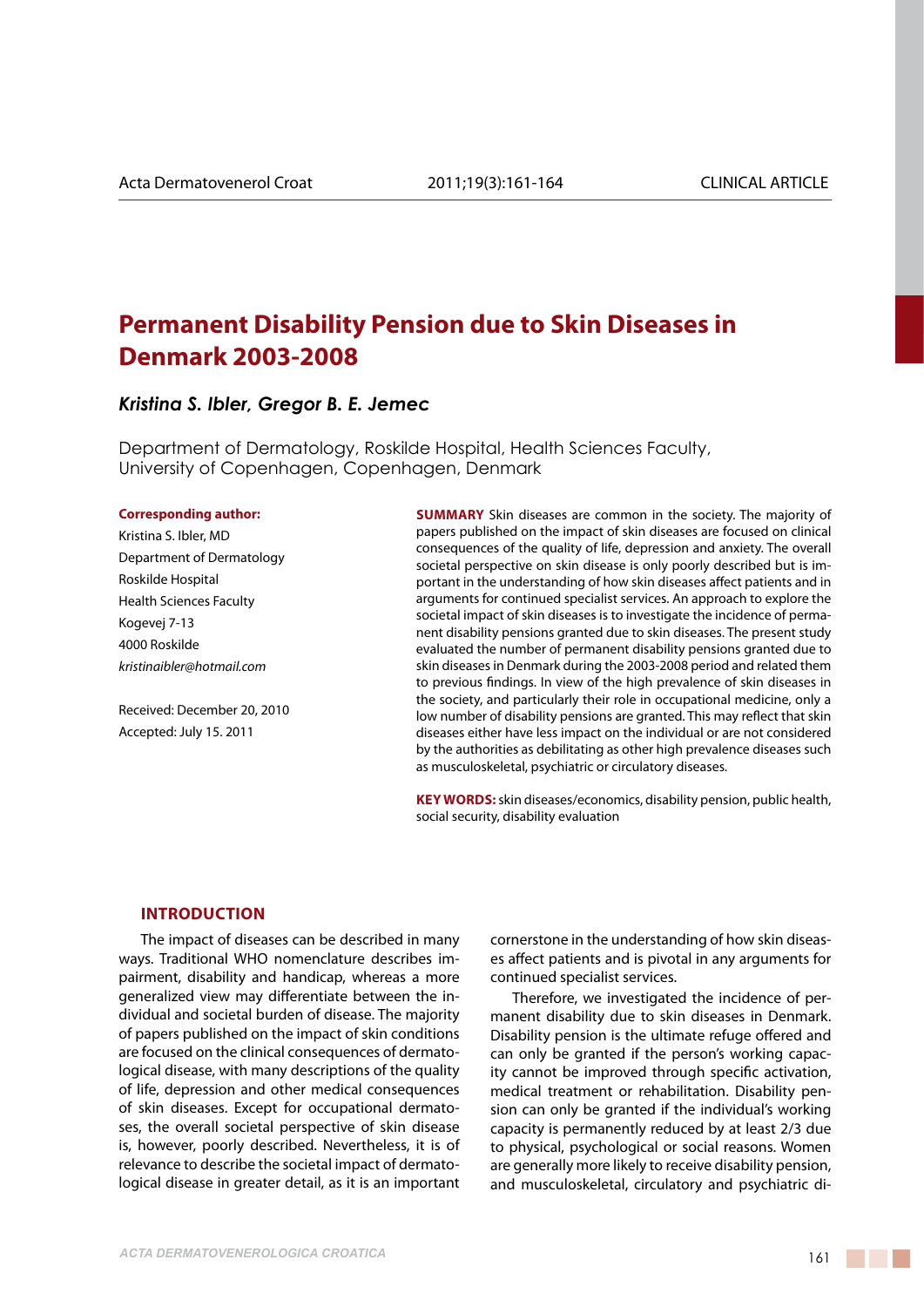# Permanent Disability Pension due to Skin Diseases in Denmark 2003-2008

***Kristina S. Ibler, Gregor B. E. Jemec***

Department of Dermatology, Roskilde Hospital, Health Sciences Faculty, University of Copenhagen, Copenhagen, Denmark

**Corresponding author:**
Kristina S. Ibler, MD
Department of Dermatology
Roskilde Hospital
Health Sciences Faculty
Kogevej 7-13
4000 Roskilde
*kristinaibler@hotmail.com*

Received: December 20, 2010
Accepted: July 15. 2011

**SUMMARY** Skin diseases are common in the society. The majority of papers published on the impact of skin diseases are focused on clinical consequences of the quality of life, depression and anxiety. The overall societal perspective on skin disease is only poorly described but is important in the understanding of how skin diseases affect patients and in arguments for continued specialist services. An approach to explore the societal impact of skin diseases is to investigate the incidence of permanent disability pensions granted due to skin diseases. The present study evaluated the number of permanent disability pensions granted due to skin diseases in Denmark during the 2003-2008 period and related them to previous findings. In view of the high prevalence of skin diseases in the society, and particularly their role in occupational medicine, only a low number of disability pensions are granted. This may reflect that skin diseases either have less impact on the individual or are not considered by the authorities as debilitating as other high prevalence diseases such as musculoskeletal, psychiatric or circulatory diseases.

**KEY WORDS:** skin diseases/economics, disability pension, public health, social security, disability evaluation

## INTRODUCTION

The impact of diseases can be described in many ways. Traditional WHO nomenclature describes impairment, disability and handicap, whereas a more generalized view may differentiate between the individual and societal burden of disease. The majority of papers published on the impact of skin conditions are focused on the clinical consequences of dermatological disease, with many descriptions of the quality of life, depression and other medical consequences of skin diseases. Except for occupational dermatoses, the overall societal perspective of skin disease is, however, poorly described. Nevertheless, it is of relevance to describe the societal impact of dermatological disease in greater detail, as it is an important cornerstone in the understanding of how skin diseases affect patients and is pivotal in any arguments for continued specialist services.

Therefore, we investigated the incidence of permanent disability due to skin diseases in Denmark. Disability pension is the ultimate refuge offered and can only be granted if the person's working capacity cannot be improved through specific activation, medical treatment or rehabilitation. Disability pension can only be granted if the individual's working capacity is permanently reduced by at least 2/3 due to physical, psychological or social reasons. Women are generally more likely to receive disability pension, and musculoskeletal, circulatory and psychiatric di-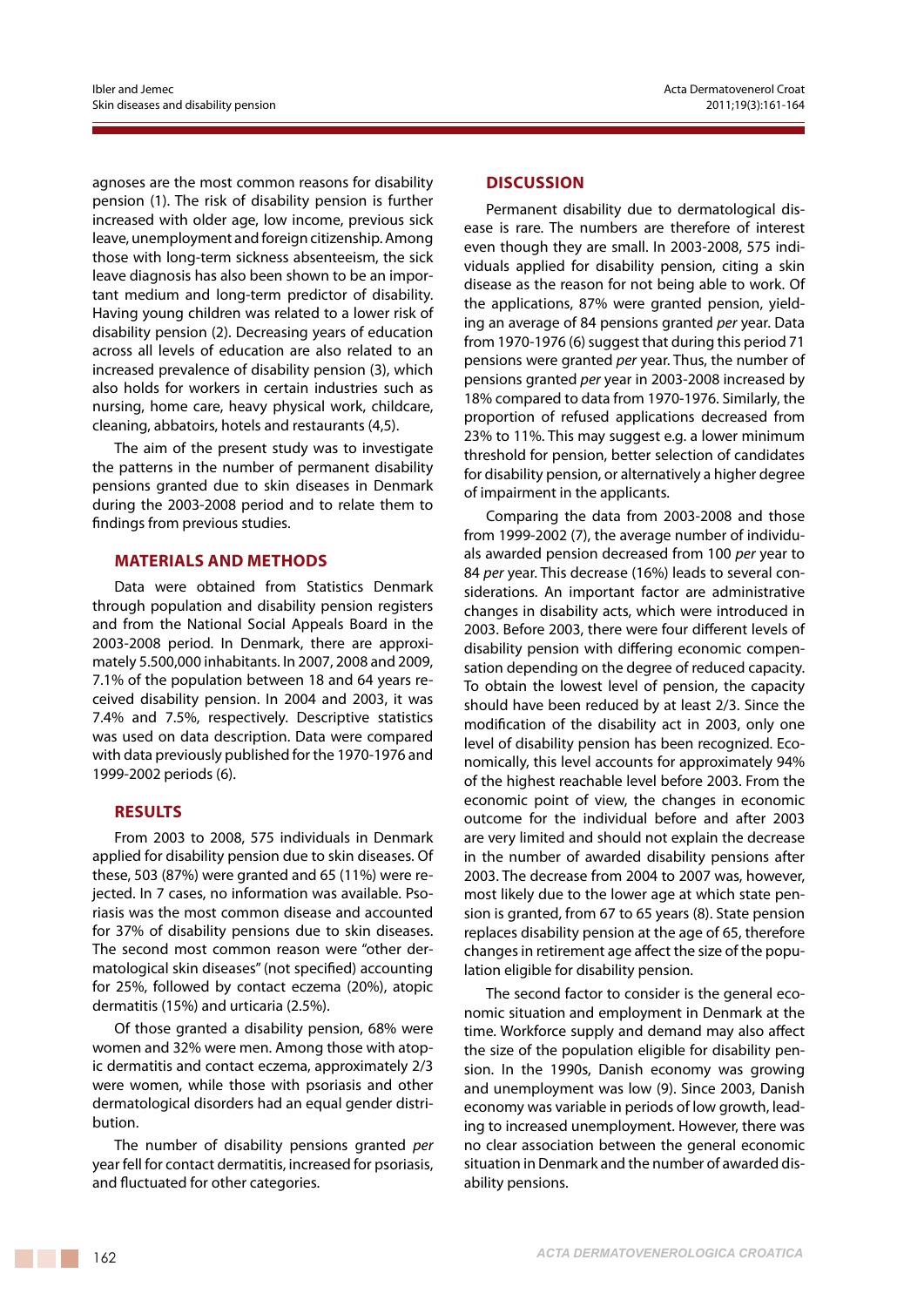agnoses are the most common reasons for disability pension (1). The risk of disability pension is further increased with older age, low income, previous sick leave, unemployment and foreign citizenship. Among those with long-term sickness absenteeism, the sick leave diagnosis has also been shown to be an important medium and long-term predictor of disability. Having young children was related to a lower risk of disability pension (2). Decreasing years of education across all levels of education are also related to an increased prevalence of disability pension (3), which also holds for workers in certain industries such as nursing, home care, heavy physical work, childcare, cleaning, abbatoirs, hotels and restaurants (4,5).

The aim of the present study was to investigate the patterns in the number of permanent disability pensions granted due to skin diseases in Denmark during the 2003-2008 period and to relate them to findings from previous studies.

## MATERIALS AND METHODS

Data were obtained from Statistics Denmark through population and disability pension registers and from the National Social Appeals Board in the 2003-2008 period. In Denmark, there are approximately 5.500,000 inhabitants. In 2007, 2008 and 2009, 7.1% of the population between 18 and 64 years received disability pension. In 2004 and 2003, it was 7.4% and 7.5%, respectively. Descriptive statistics was used on data description. Data were compared with data previously published for the 1970-1976 and 1999-2002 periods (6).

## RESULTS

From 2003 to 2008, 575 individuals in Denmark applied for disability pension due to skin diseases. Of these, 503 (87%) were granted and 65 (11%) were rejected. In 7 cases, no information was available. Psoriasis was the most common disease and accounted for 37% of disability pensions due to skin diseases. The second most common reason were "other dermatological skin diseases" (not specified) accounting for 25%, followed by contact eczema (20%), atopic dermatitis (15%) and urticaria (2.5%).

Of those granted a disability pension, 68% were women and 32% were men. Among those with atopic dermatitis and contact eczema, approximately 2/3 were women, while those with psoriasis and other dermatological disorders had an equal gender distribution.

The number of disability pensions granted *per* year fell for contact dermatitis, increased for psoriasis, and fluctuated for other categories.

## DISCUSSION

Permanent disability due to dermatological disease is rare. The numbers are therefore of interest even though they are small. In 2003-2008, 575 individuals applied for disability pension, citing a skin disease as the reason for not being able to work. Of the applications, 87% were granted pension, yielding an average of 84 pensions granted *per* year. Data from 1970-1976 (6) suggest that during this period 71 pensions were granted *per* year. Thus, the number of pensions granted *per* year in 2003-2008 increased by 18% compared to data from 1970-1976. Similarly, the proportion of refused applications decreased from 23% to 11%. This may suggest e.g. a lower minimum threshold for pension, better selection of candidates for disability pension, or alternatively a higher degree of impairment in the applicants.

Comparing the data from 2003-2008 and those from 1999-2002 (7), the average number of individuals awarded pension decreased from 100 *per* year to 84 *per* year. This decrease (16%) leads to several considerations. An important factor are administrative changes in disability acts, which were introduced in 2003. Before 2003, there were four different levels of disability pension with differing economic compensation depending on the degree of reduced capacity. To obtain the lowest level of pension, the capacity should have been reduced by at least 2/3. Since the modification of the disability act in 2003, only one level of disability pension has been recognized. Economically, this level accounts for approximately 94% of the highest reachable level before 2003. From the economic point of view, the changes in economic outcome for the individual before and after 2003 are very limited and should not explain the decrease in the number of awarded disability pensions after 2003. The decrease from 2004 to 2007 was, however, most likely due to the lower age at which state pension is granted, from 67 to 65 years (8). State pension replaces disability pension at the age of 65, therefore changes in retirement age affect the size of the population eligible for disability pension.

The second factor to consider is the general economic situation and employment in Denmark at the time. Workforce supply and demand may also affect the size of the population eligible for disability pension. In the 1990s, Danish economy was growing and unemployment was low (9). Since 2003, Danish economy was variable in periods of low growth, leading to increased unemployment. However, there was no clear association between the general economic situation in Denmark and the number of awarded disability pensions.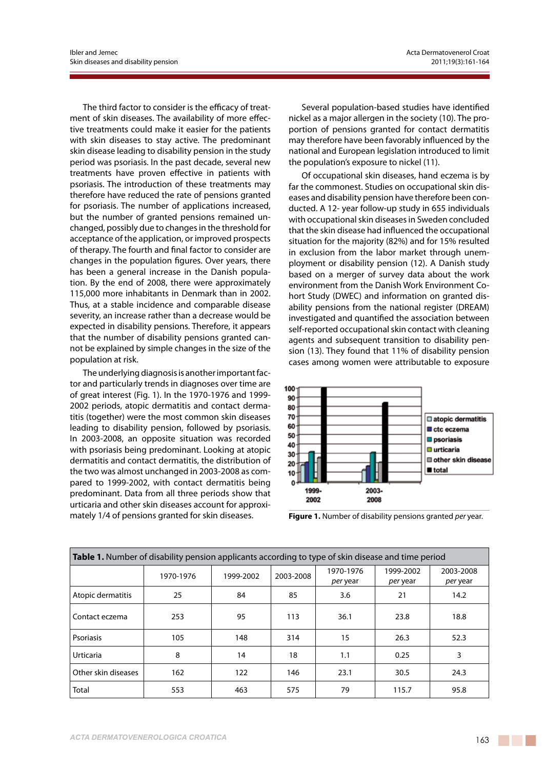The third factor to consider is the efficacy of treatment of skin diseases. The availability of more effective treatments could make it easier for the patients with skin diseases to stay active. The predominant skin disease leading to disability pension in the study period was psoriasis. In the past decade, several new treatments have proven effective in patients with psoriasis. The introduction of these treatments may therefore have reduced the rate of pensions granted for psoriasis. The number of applications increased, but the number of granted pensions remained unchanged, possibly due to changes in the threshold for acceptance of the application, or improved prospects of therapy. The fourth and final factor to consider are changes in the population figures. Over years, there has been a general increase in the Danish population. By the end of 2008, there were approximately 115,000 more inhabitants in Denmark than in 2002. Thus, at a stable incidence and comparable disease severity, an increase rather than a decrease would be expected in disability pensions. Therefore, it appears that the number of disability pensions granted cannot be explained by simple changes in the size of the population at risk.

The underlying diagnosis is another important factor and particularly trends in diagnoses over time are of great interest (Fig. 1). In the 1970-1976 and 1999-2002 periods, atopic dermatitis and contact dermatitis (together) were the most common skin diseases leading to disability pension, followed by psoriasis. In 2003-2008, an opposite situation was recorded with psoriasis being predominant. Looking at atopic dermatitis and contact dermatitis, the distribution of the two was almost unchanged in 2003-2008 as compared to 1999-2002, with contact dermatitis being predominant. Data from all three periods show that urticaria and other skin diseases account for approximately 1/4 of pensions granted for skin diseases.

Several population-based studies have identified nickel as a major allergen in the society (10). The proportion of pensions granted for contact dermatitis may therefore have been favorably influenced by the national and European legislation introduced to limit the population's exposure to nickel (11).

Of occupational skin diseases, hand eczema is by far the commonest. Studies on occupational skin diseases and disability pension have therefore been conducted. A 12- year follow-up study in 655 individuals with occupational skin diseases in Sweden concluded that the skin disease had influenced the occupational situation for the majority (82%) and for 15% resulted in exclusion from the labor market through unemployment or disability pension (12). A Danish study based on a merger of survey data about the work environment from the Danish Work Environment Cohort Study (DWEC) and information on granted disability pensions from the national register (DREAM) investigated and quantified the association between self-reported occupational skin contact with cleaning agents and subsequent transition to disability pension (13). They found that 11% of disability pension cases among women were attributable to exposure

**Figure 1.** Number of disability pensions granted *per* year.

| **Table 1.** Number of disability pension applicants according to type of skin disease and time period | | | | | | |
|---|---|---|---|---|---|---|
| | 1970-1976 | 1999-2002 | 2003-2008 | 1970-1976 *per* year | 1999-2002 *per* year | 2003-2008 *per* year |
| Atopic dermatitis | 25 | 84 | 85 | 3.6 | 21 | 14.2 |
| Contact eczema | 253 | 95 | 113 | 36.1 | 23.8 | 18.8 |
| Psoriasis | 105 | 148 | 314 | 15 | 26.3 | 52.3 |
| Urticaria | 8 | 14 | 18 | 1.1 | 0.25 | 3 |
| Other skin diseases | 162 | 122 | 146 | 23.1 | 30.5 | 24.3 |
| Total | 553 | 463 | 575 | 79 | 115.7 | 95.8 |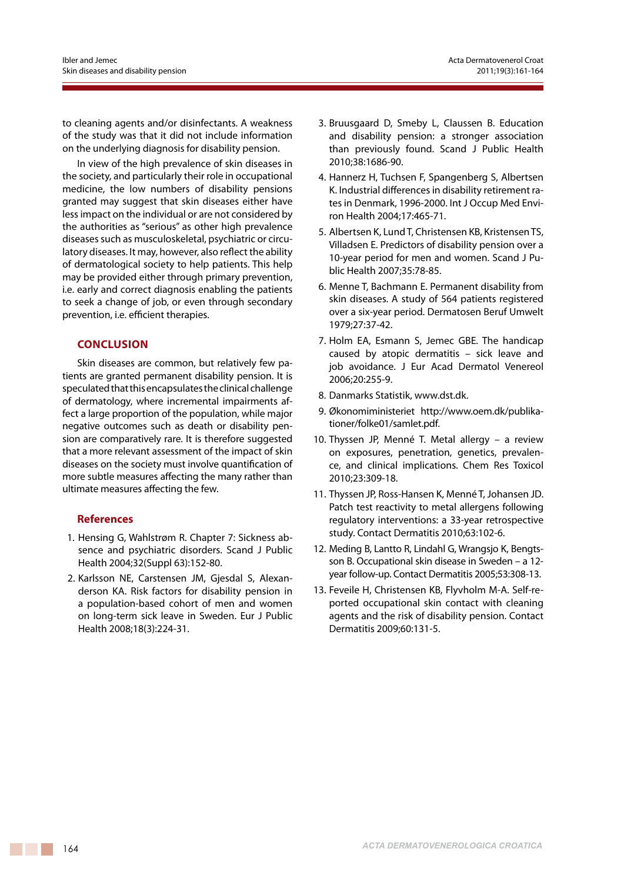to cleaning agents and/or disinfectants. A weakness of the study was that it did not include information on the underlying diagnosis for disability pension.

In view of the high prevalence of skin diseases in the society, and particularly their role in occupational medicine, the low numbers of disability pensions granted may suggest that skin diseases either have less impact on the individual or are not considered by the authorities as "serious" as other high prevalence diseases such as musculoskeletal, psychiatric or circulatory diseases. It may, however, also reflect the ability of dermatological society to help patients. This help may be provided either through primary prevention, i.e. early and correct diagnosis enabling the patients to seek a change of job, or even through secondary prevention, i.e. efficient therapies.

## CONCLUSION

Skin diseases are common, but relatively few patients are granted permanent disability pension. It is speculated that this encapsulates the clinical challenge of dermatology, where incremental impairments affect a large proportion of the population, while major negative outcomes such as death or disability pension are comparatively rare. It is therefore suggested that a more relevant assessment of the impact of skin diseases on the society must involve quantification of more subtle measures affecting the many rather than ultimate measures affecting the few.

## References

1. Hensing G, Wahlstrøm R. Chapter 7: Sickness absence and psychiatric disorders. Scand J Public Health 2004;32(Suppl 63):152-80.
2. Karlsson NE, Carstensen JM, Gjesdal S, Alexanderson KA. Risk factors for disability pension in a population-based cohort of men and women on long-term sick leave in Sweden. Eur J Public Health 2008;18(3):224-31.
3. Bruusgaard D, Smeby L, Claussen B. Education and disability pension: a stronger association than previously found. Scand J Public Health 2010;38:1686-90.
4. Hannerz H, Tuchsen F, Spangenberg S, Albertsen K. Industrial differences in disability retirement rates in Denmark, 1996-2000. Int J Occup Med Environ Health 2004;17:465-71.
5. Albertsen K, Lund T, Christensen KB, Kristensen TS, Villadsen E. Predictors of disability pension over a 10-year period for men and women. Scand J Public Health 2007;35:78-85.
6. Menne T, Bachmann E. Permanent disability from skin diseases. A study of 564 patients registered over a six-year period. Dermatosen Beruf Umwelt 1979;27:37-42.
7. Holm EA, Esmann S, Jemec GBE. The handicap caused by atopic dermatitis – sick leave and job avoidance. J Eur Acad Dermatol Venereol 2006;20:255-9.
8. Danmarks Statistik, www.dst.dk.
9. Økonomiministeriet http://www.oem.dk/publikationer/folke01/samlet.pdf.
10. Thyssen JP, Menné T. Metal allergy – a review on exposures, penetration, genetics, prevalence, and clinical implications. Chem Res Toxicol 2010;23:309-18.
11. Thyssen JP, Ross-Hansen K, Menné T, Johansen JD. Patch test reactivity to metal allergens following regulatory interventions: a 33-year retrospective study. Contact Dermatitis 2010;63:102-6.
12. Meding B, Lantto R, Lindahl G, Wrangsjo K, Bengtsson B. Occupational skin disease in Sweden – a 12-year follow-up. Contact Dermatitis 2005;53:308-13.
13. Feveile H, Christensen KB, Flyvholm M-A. Self-reported occupational skin contact with cleaning agents and the risk of disability pension. Contact Dermatitis 2009;60:131-5.